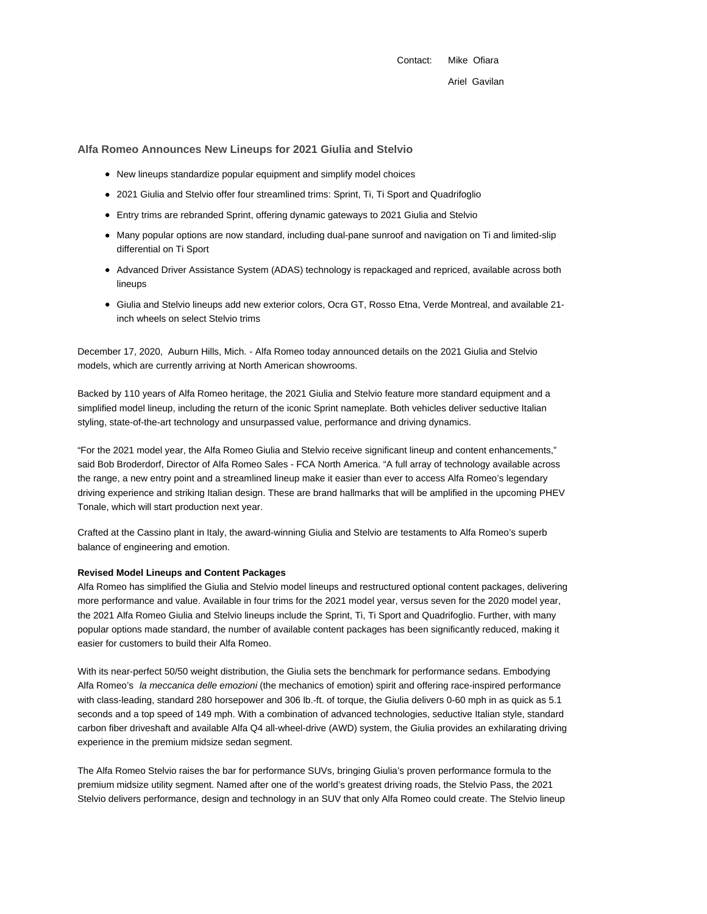Contact: Mike Ofiara

Ariel Gavilan

## Alfa Romeo Announces New Lineups for 2021 Giulia and Stelvio

- New lineups standardize popular equipment and simplify model choices
- 2021 Giulia and Stelvio offer four streamlined trims: Sprint, Ti, Ti Sport and Quadrifoglio
- Entry trims are rebranded Sprint, offering dynamic gateways to 2021 Giulia and Stelvio
- Many popular options are now standard, including dual-pane sunroof and navigation on Ti and limited-slip differential on Ti Sport
- Advanced Driver Assistance System (ADAS) technology is repackaged and repriced, available across both lineups
- Giulia and Stelvio lineups add new exterior colors, Ocra GT, Rosso Etna, Verde Montreal, and available 21-inch wheels on select Stelvio trims

December 17, 2020, Auburn Hills, Mich. - Alfa Romeo today announced details on the 2021 Giulia and Stelvio models, which are currently arriving at North American showrooms.

Backed by 110 years of Alfa Romeo heritage, the 2021 Giulia and Stelvio feature more standard equipment and a simplified model lineup, including the return of the iconic Sprint nameplate. Both vehicles deliver seductive Italian styling, state-of-the-art technology and unsurpassed value, performance and driving dynamics.

“For the 2021 model year, the Alfa Romeo Giulia and Stelvio receive significant lineup and content enhancements,” said Bob Broderdorf, Director of Alfa Romeo Sales - FCA North America. “A full array of technology available across the range, a new entry point and a streamlined lineup make it easier than ever to access Alfa Romeo’s legendary driving experience and striking Italian design. These are brand hallmarks that will be amplified in the upcoming PHEV Tonale, which will start production next year.

Crafted at the Cassino plant in Italy, the award-winning Giulia and Stelvio are testaments to Alfa Romeo’s superb balance of engineering and emotion.

**Revised Model Lineups and Content Packages**

Alfa Romeo has simplified the Giulia and Stelvio model lineups and restructured optional content packages, delivering more performance and value. Available in four trims for the 2021 model year, versus seven for the 2020 model year, the 2021 Alfa Romeo Giulia and Stelvio lineups include the Sprint, Ti, Ti Sport and Quadrifoglio. Further, with many popular options made standard, the number of available content packages has been significantly reduced, making it easier for customers to build their Alfa Romeo.

With its near-perfect 50/50 weight distribution, the Giulia sets the benchmark for performance sedans. Embodying Alfa Romeo’s *la meccanica delle emozioni* (the mechanics of emotion) spirit and offering race-inspired performance with class-leading, standard 280 horsepower and 306 lb.-ft. of torque, the Giulia delivers 0-60 mph in as quick as 5.1 seconds and a top speed of 149 mph. With a combination of advanced technologies, seductive Italian style, standard carbon fiber driveshaft and available Alfa Q4 all-wheel-drive (AWD) system, the Giulia provides an exhilarating driving experience in the premium midsize sedan segment.

The Alfa Romeo Stelvio raises the bar for performance SUVs, bringing Giulia’s proven performance formula to the premium midsize utility segment. Named after one of the world’s greatest driving roads, the Stelvio Pass, the 2021 Stelvio delivers performance, design and technology in an SUV that only Alfa Romeo could create. The Stelvio lineup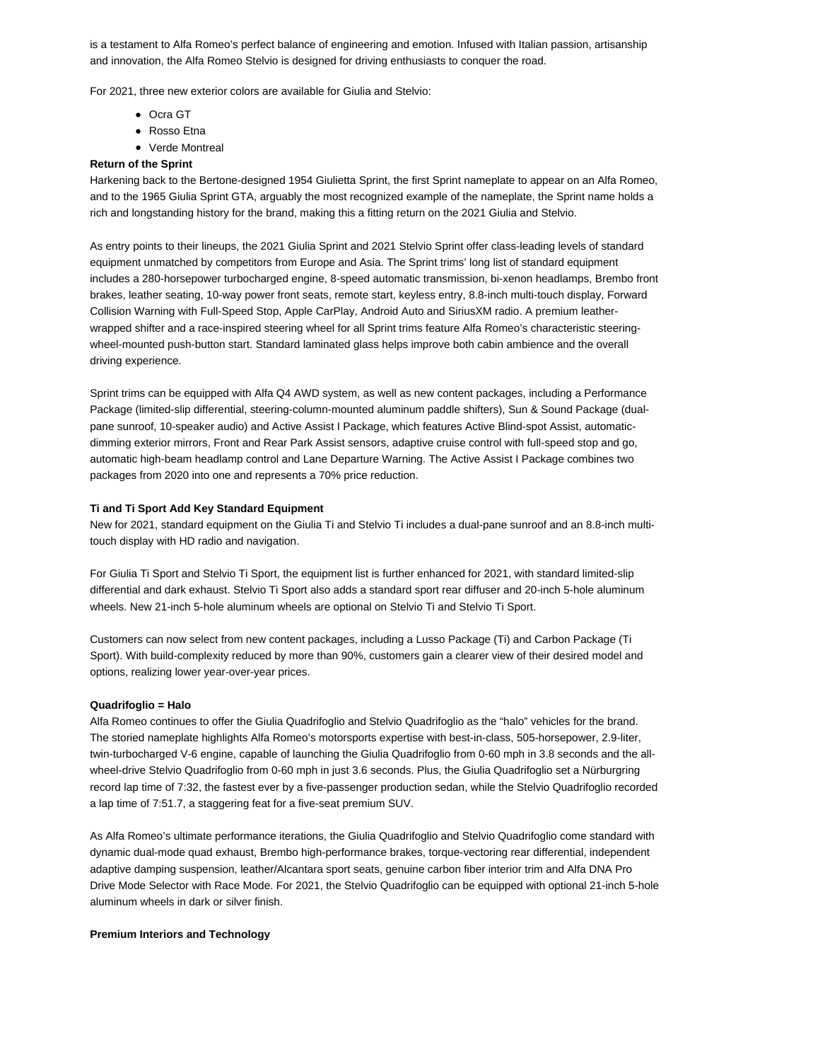is a testament to Alfa Romeo's perfect balance of engineering and emotion. Infused with Italian passion, artisanship and innovation, the Alfa Romeo Stelvio is designed for driving enthusiasts to conquer the road.

For 2021, three new exterior colors are available for Giulia and Stelvio:

- Ocra GT
- Rosso Etna
- Verde Montreal

**Return of the Sprint**

Harkening back to the Bertone-designed 1954 Giulietta Sprint, the first Sprint nameplate to appear on an Alfa Romeo, and to the 1965 Giulia Sprint GTA, arguably the most recognized example of the nameplate, the Sprint name holds a rich and longstanding history for the brand, making this a fitting return on the 2021 Giulia and Stelvio.

As entry points to their lineups, the 2021 Giulia Sprint and 2021 Stelvio Sprint offer class-leading levels of standard equipment unmatched by competitors from Europe and Asia. The Sprint trims' long list of standard equipment includes a 280-horsepower turbocharged engine, 8-speed automatic transmission, bi-xenon headlamps, Brembo front brakes, leather seating, 10-way power front seats, remote start, keyless entry, 8.8-inch multi-touch display, Forward Collision Warning with Full-Speed Stop, Apple CarPlay, Android Auto and SiriusXM radio. A premium leather-wrapped shifter and a race-inspired steering wheel for all Sprint trims feature Alfa Romeo's characteristic steering-wheel-mounted push-button start. Standard laminated glass helps improve both cabin ambience and the overall driving experience.

Sprint trims can be equipped with Alfa Q4 AWD system, as well as new content packages, including a Performance Package (limited-slip differential, steering-column-mounted aluminum paddle shifters), Sun & Sound Package (dual-pane sunroof, 10-speaker audio) and Active Assist I Package, which features Active Blind-spot Assist, automatic-dimming exterior mirrors, Front and Rear Park Assist sensors, adaptive cruise control with full-speed stop and go, automatic high-beam headlamp control and Lane Departure Warning. The Active Assist I Package combines two packages from 2020 into one and represents a 70% price reduction.

**Ti and Ti Sport Add Key Standard Equipment**

New for 2021, standard equipment on the Giulia Ti and Stelvio Ti includes a dual-pane sunroof and an 8.8-inch multi-touch display with HD radio and navigation.

For Giulia Ti Sport and Stelvio Ti Sport, the equipment list is further enhanced for 2021, with standard limited-slip differential and dark exhaust. Stelvio Ti Sport also adds a standard sport rear diffuser and 20-inch 5-hole aluminum wheels. New 21-inch 5-hole aluminum wheels are optional on Stelvio Ti and Stelvio Ti Sport.

Customers can now select from new content packages, including a Lusso Package (Ti) and Carbon Package (Ti Sport). With build-complexity reduced by more than 90%, customers gain a clearer view of their desired model and options, realizing lower year-over-year prices.

**Quadrifoglio = Halo**

Alfa Romeo continues to offer the Giulia Quadrifoglio and Stelvio Quadrifoglio as the "halo" vehicles for the brand. The storied nameplate highlights Alfa Romeo's motorsports expertise with best-in-class, 505-horsepower, 2.9-liter, twin-turbocharged V-6 engine, capable of launching the Giulia Quadrifoglio from 0-60 mph in 3.8 seconds and the all-wheel-drive Stelvio Quadrifoglio from 0-60 mph in just 3.6 seconds. Plus, the Giulia Quadrifoglio set a Nürburgring record lap time of 7:32, the fastest ever by a five-passenger production sedan, while the Stelvio Quadrifoglio recorded a lap time of 7:51.7, a staggering feat for a five-seat premium SUV.

As Alfa Romeo's ultimate performance iterations, the Giulia Quadrifoglio and Stelvio Quadrifoglio come standard with dynamic dual-mode quad exhaust, Brembo high-performance brakes, torque-vectoring rear differential, independent adaptive damping suspension, leather/Alcantara sport seats, genuine carbon fiber interior trim and Alfa DNA Pro Drive Mode Selector with Race Mode. For 2021, the Stelvio Quadrifoglio can be equipped with optional 21-inch 5-hole aluminum wheels in dark or silver finish.

**Premium Interiors and Technology**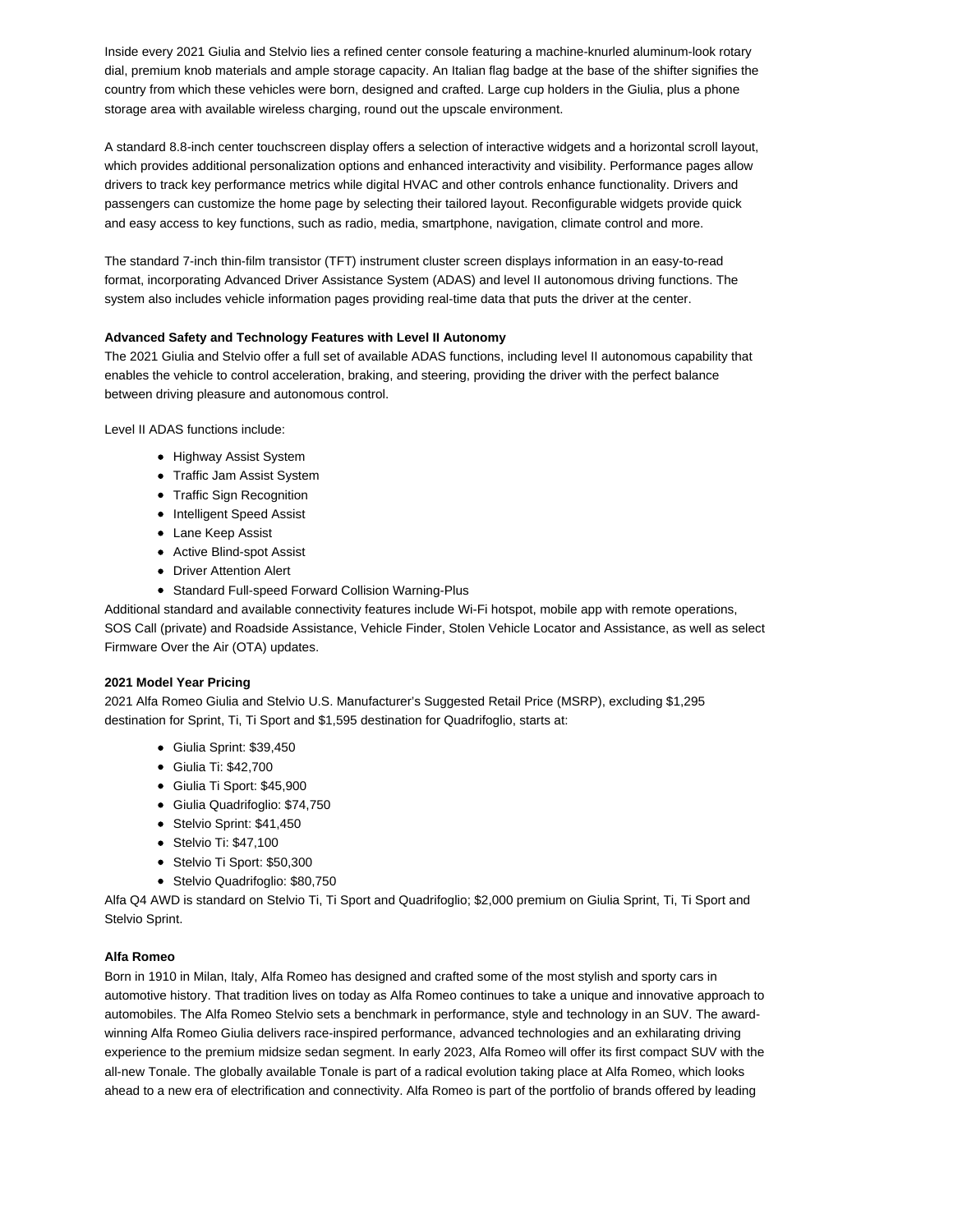Inside every 2021 Giulia and Stelvio lies a refined center console featuring a machine-knurled aluminum-look rotary dial, premium knob materials and ample storage capacity. An Italian flag badge at the base of the shifter signifies the country from which these vehicles were born, designed and crafted. Large cup holders in the Giulia, plus a phone storage area with available wireless charging, round out the upscale environment.

A standard 8.8-inch center touchscreen display offers a selection of interactive widgets and a horizontal scroll layout, which provides additional personalization options and enhanced interactivity and visibility. Performance pages allow drivers to track key performance metrics while digital HVAC and other controls enhance functionality. Drivers and passengers can customize the home page by selecting their tailored layout. Reconfigurable widgets provide quick and easy access to key functions, such as radio, media, smartphone, navigation, climate control and more.

The standard 7-inch thin-film transistor (TFT) instrument cluster screen displays information in an easy-to-read format, incorporating Advanced Driver Assistance System (ADAS) and level II autonomous driving functions. The system also includes vehicle information pages providing real-time data that puts the driver at the center.

**Advanced Safety and Technology Features with Level II Autonomy**

The 2021 Giulia and Stelvio offer a full set of available ADAS functions, including level II autonomous capability that enables the vehicle to control acceleration, braking, and steering, providing the driver with the perfect balance between driving pleasure and autonomous control.

Level II ADAS functions include:

- Highway Assist System
- Traffic Jam Assist System
- Traffic Sign Recognition
- Intelligent Speed Assist
- Lane Keep Assist
- Active Blind-spot Assist
- Driver Attention Alert
- Standard Full-speed Forward Collision Warning-Plus

Additional standard and available connectivity features include Wi-Fi hotspot, mobile app with remote operations, SOS Call (private) and Roadside Assistance, Vehicle Finder, Stolen Vehicle Locator and Assistance, as well as select Firmware Over the Air (OTA) updates.

**2021 Model Year Pricing**

2021 Alfa Romeo Giulia and Stelvio U.S. Manufacturer's Suggested Retail Price (MSRP), excluding $1,295 destination for Sprint, Ti, Ti Sport and $1,595 destination for Quadrifoglio, starts at:

- Giulia Sprint: $39,450
- Giulia Ti: $42,700
- Giulia Ti Sport: $45,900
- Giulia Quadrifoglio: $74,750
- Stelvio Sprint: $41,450
- Stelvio Ti: $47,100
- Stelvio Ti Sport: $50,300
- Stelvio Quadrifoglio: $80,750

Alfa Q4 AWD is standard on Stelvio Ti, Ti Sport and Quadrifoglio; $2,000 premium on Giulia Sprint, Ti, Ti Sport and Stelvio Sprint.

**Alfa Romeo**

Born in 1910 in Milan, Italy, Alfa Romeo has designed and crafted some of the most stylish and sporty cars in automotive history. That tradition lives on today as Alfa Romeo continues to take a unique and innovative approach to automobiles. The Alfa Romeo Stelvio sets a benchmark in performance, style and technology in an SUV. The award-winning Alfa Romeo Giulia delivers race-inspired performance, advanced technologies and an exhilarating driving experience to the premium midsize sedan segment. In early 2023, Alfa Romeo will offer its first compact SUV with the all-new Tonale. The globally available Tonale is part of a radical evolution taking place at Alfa Romeo, which looks ahead to a new era of electrification and connectivity. Alfa Romeo is part of the portfolio of brands offered by leading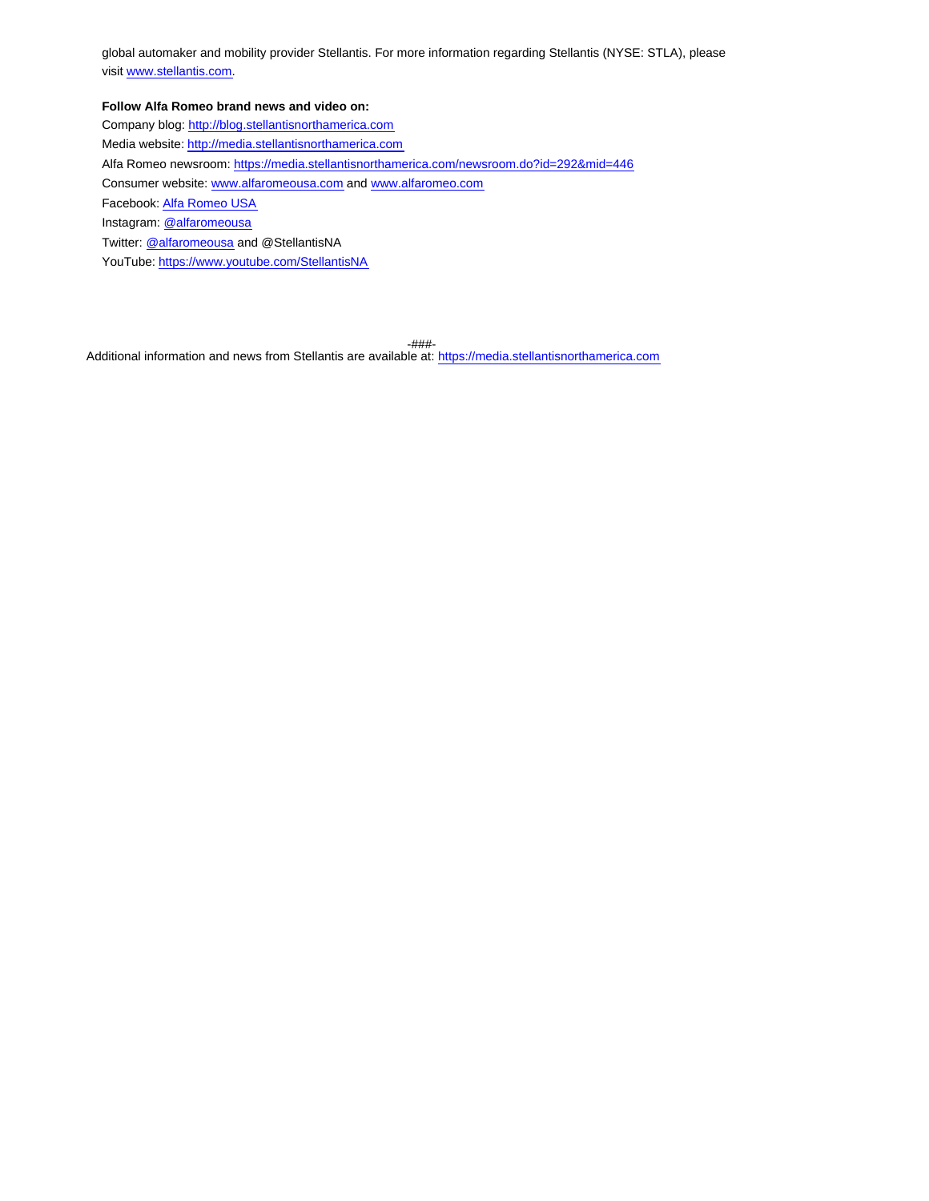global automaker and mobility provider Stellantis. For more information regarding Stellantis (NYSE: STLA), please visit www.stellantis.com.

**Follow Alfa Romeo brand news and video on:**

Company blog: http://blog.stellantisnorthamerica.com

Media website: http://media.stellantisnorthamerica.com

Alfa Romeo newsroom: https://media.stellantisnorthamerica.com/newsroom.do?id=292&mid=446

Consumer website: www.alfaromeousa.com and www.alfaromeo.com

Facebook: Alfa Romeo USA

Instagram: @alfaromeousa

Twitter: @alfaromeousa and @StellantisNA

YouTube: https://www.youtube.com/StellantisNA

-###-

Additional information and news from Stellantis are available at: https://media.stellantisnorthamerica.com